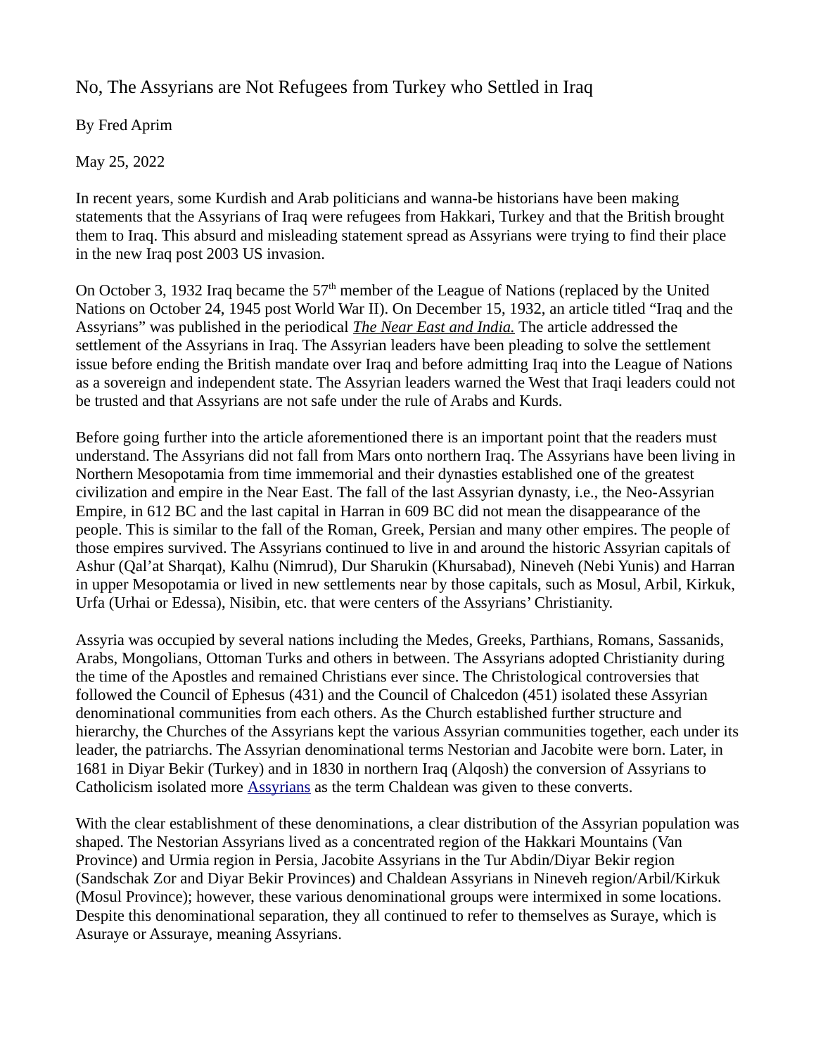# No, The Assyrians are Not Refugees from Turkey who Settled in Iraq

By Fred Aprim

May 25, 2022

In recent years, some Kurdish and Arab politicians and wanna-be historians have been making statements that the Assyrians of Iraq were refugees from Hakkari, Turkey and that the British brought them to Iraq. This absurd and misleading statement spread as Assyrians were trying to find their place in the new Iraq post 2003 US invasion.

On October 3, 1932 Iraq became the 57th member of the League of Nations (replaced by the United Nations on October 24, 1945 post World War II). On December 15, 1932, an article titled "Iraq and the Assyrians" was published in the periodical *The Near East and India.* The article addressed the settlement of the Assyrians in Iraq. The Assyrian leaders have been pleading to solve the settlement issue before ending the British mandate over Iraq and before admitting Iraq into the League of Nations as a sovereign and independent state. The Assyrian leaders warned the West that Iraqi leaders could not be trusted and that Assyrians are not safe under the rule of Arabs and Kurds.

Before going further into the article aforementioned there is an important point that the readers must understand. The Assyrians did not fall from Mars onto northern Iraq. The Assyrians have been living in Northern Mesopotamia from time immemorial and their dynasties established one of the greatest civilization and empire in the Near East. The fall of the last Assyrian dynasty, i.e., the Neo-Assyrian Empire, in 612 BC and the last capital in Harran in 609 BC did not mean the disappearance of the people. This is similar to the fall of the Roman, Greek, Persian and many other empires. The people of those empires survived. The Assyrians continued to live in and around the historic Assyrian capitals of Ashur (Qal'at Sharqat), Kalhu (Nimrud), Dur Sharukin (Khursabad), Nineveh (Nebi Yunis) and Harran in upper Mesopotamia or lived in new settlements near by those capitals, such as Mosul, Arbil, Kirkuk, Urfa (Urhai or Edessa), Nisibin, etc. that were centers of the Assyrians' Christianity.

Assyria was occupied by several nations including the Medes, Greeks, Parthians, Romans, Sassanids, Arabs, Mongolians, Ottoman Turks and others in between. The Assyrians adopted Christianity during the time of the Apostles and remained Christians ever since. The Christological controversies that followed the Council of Ephesus (431) and the Council of Chalcedon (451) isolated these Assyrian denominational communities from each others. As the Church established further structure and hierarchy, the Churches of the Assyrians kept the various Assyrian communities together, each under its leader, the patriarchs. The Assyrian denominational terms Nestorian and Jacobite were born. Later, in 1681 in Diyar Bekir (Turkey) and in 1830 in northern Iraq (Alqosh) the conversion of Assyrians to Catholicism isolated more Assyrians as the term Chaldean was given to these converts.

With the clear establishment of these denominations, a clear distribution of the Assyrian population was shaped. The Nestorian Assyrians lived as a concentrated region of the Hakkari Mountains (Van Province) and Urmia region in Persia, Jacobite Assyrians in the Tur Abdin/Diyar Bekir region (Sandschak Zor and Diyar Bekir Provinces) and Chaldean Assyrians in Nineveh region/Arbil/Kirkuk (Mosul Province); however, these various denominational groups were intermixed in some locations. Despite this denominational separation, they all continued to refer to themselves as Suraye, which is Asuraye or Assuraye, meaning Assyrians.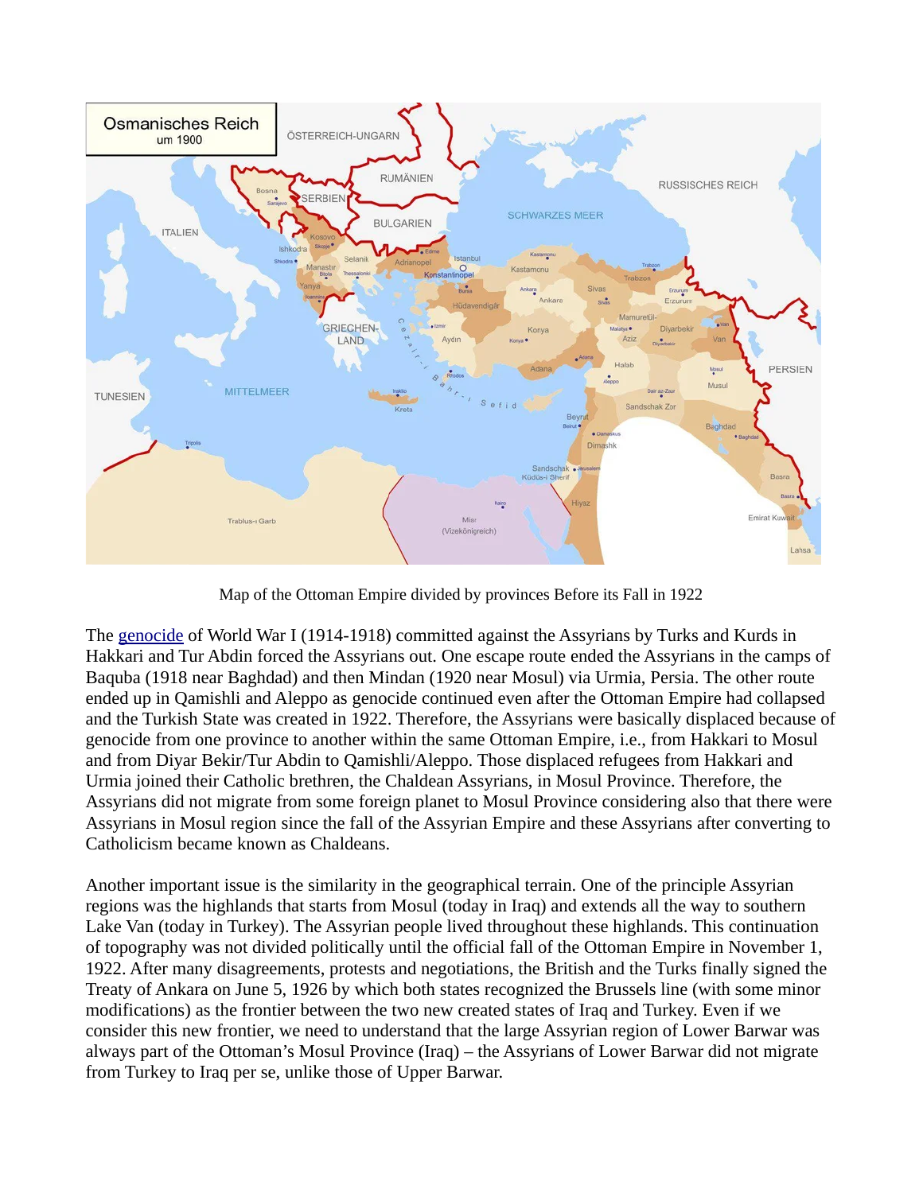Map of the Ottoman Empire divided by provinces Before its Fall in 1922

The genocide of World War I (1914-1918) committed against the Assyrians by Turks and Kurds in Hakkari and Tur Abdin forced the Assyrians out. One escape route ended the Assyrians in the camps of Baquba (1918 near Baghdad) and then Mindan (1920 near Mosul) via Urmia, Persia. The other route ended up in Qamishli and Aleppo as genocide continued even after the Ottoman Empire had collapsed and the Turkish State was created in 1922. Therefore, the Assyrians were basically displaced because of genocide from one province to another within the same Ottoman Empire, i.e., from Hakkari to Mosul and from Diyar Bekir/Tur Abdin to Qamishli/Aleppo. Those displaced refugees from Hakkari and Urmia joined their Catholic brethren, the Chaldean Assyrians, in Mosul Province. Therefore, the Assyrians did not migrate from some foreign planet to Mosul Province considering also that there were Assyrians in Mosul region since the fall of the Assyrian Empire and these Assyrians after converting to Catholicism became known as Chaldeans.

Another important issue is the similarity in the geographical terrain. One of the principle Assyrian regions was the highlands that starts from Mosul (today in Iraq) and extends all the way to southern Lake Van (today in Turkey). The Assyrian people lived throughout these highlands. This continuation of topography was not divided politically until the official fall of the Ottoman Empire in November 1, 1922. After many disagreements, protests and negotiations, the British and the Turks finally signed the Treaty of Ankara on June 5, 1926 by which both states recognized the Brussels line (with some minor modifications) as the frontier between the two new created states of Iraq and Turkey. Even if we consider this new frontier, we need to understand that the large Assyrian region of Lower Barwar was always part of the Ottoman's Mosul Province (Iraq) – the Assyrians of Lower Barwar did not migrate from Turkey to Iraq per se, unlike those of Upper Barwar.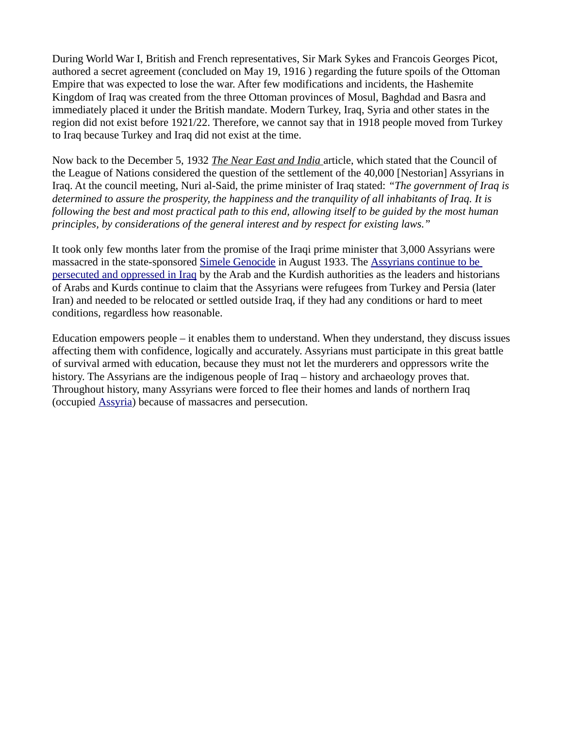During World War I, British and French representatives, Sir Mark Sykes and Francois Georges Picot, authored a secret agreement (concluded on May 19, 1916 ) regarding the future spoils of the Ottoman Empire that was expected to lose the war. After few modifications and incidents, the Hashemite Kingdom of Iraq was created from the three Ottoman provinces of Mosul, Baghdad and Basra and immediately placed it under the British mandate. Modern Turkey, Iraq, Syria and other states in the region did not exist before 1921/22. Therefore, we cannot say that in 1918 people moved from Turkey to Iraq because Turkey and Iraq did not exist at the time.

Now back to the December 5, 1932 ***The Near East and India*** article, which stated that the Council of the League of Nations considered the question of the settlement of the 40,000 [Nestorian] Assyrians in Iraq. At the council meeting, Nuri al-Said, the prime minister of Iraq stated: *"The government of Iraq is determined to assure the prosperity, the happiness and the tranquility of all inhabitants of Iraq. It is following the best and most practical path to this end, allowing itself to be guided by the most human principles, by considerations of the general interest and by respect for existing laws."*

It took only few months later from the promise of the Iraqi prime minister that 3,000 Assyrians were massacred in the state-sponsored Simele Genocide in August 1933. The Assyrians continue to be persecuted and oppressed in Iraq by the Arab and the Kurdish authorities as the leaders and historians of Arabs and Kurds continue to claim that the Assyrians were refugees from Turkey and Persia (later Iran) and needed to be relocated or settled outside Iraq, if they had any conditions or hard to meet conditions, regardless how reasonable.

Education empowers people – it enables them to understand. When they understand, they discuss issues affecting them with confidence, logically and accurately. Assyrians must participate in this great battle of survival armed with education, because they must not let the murderers and oppressors write the history. The Assyrians are the indigenous people of Iraq – history and archaeology proves that. Throughout history, many Assyrians were forced to flee their homes and lands of northern Iraq (occupied Assyria) because of massacres and persecution.